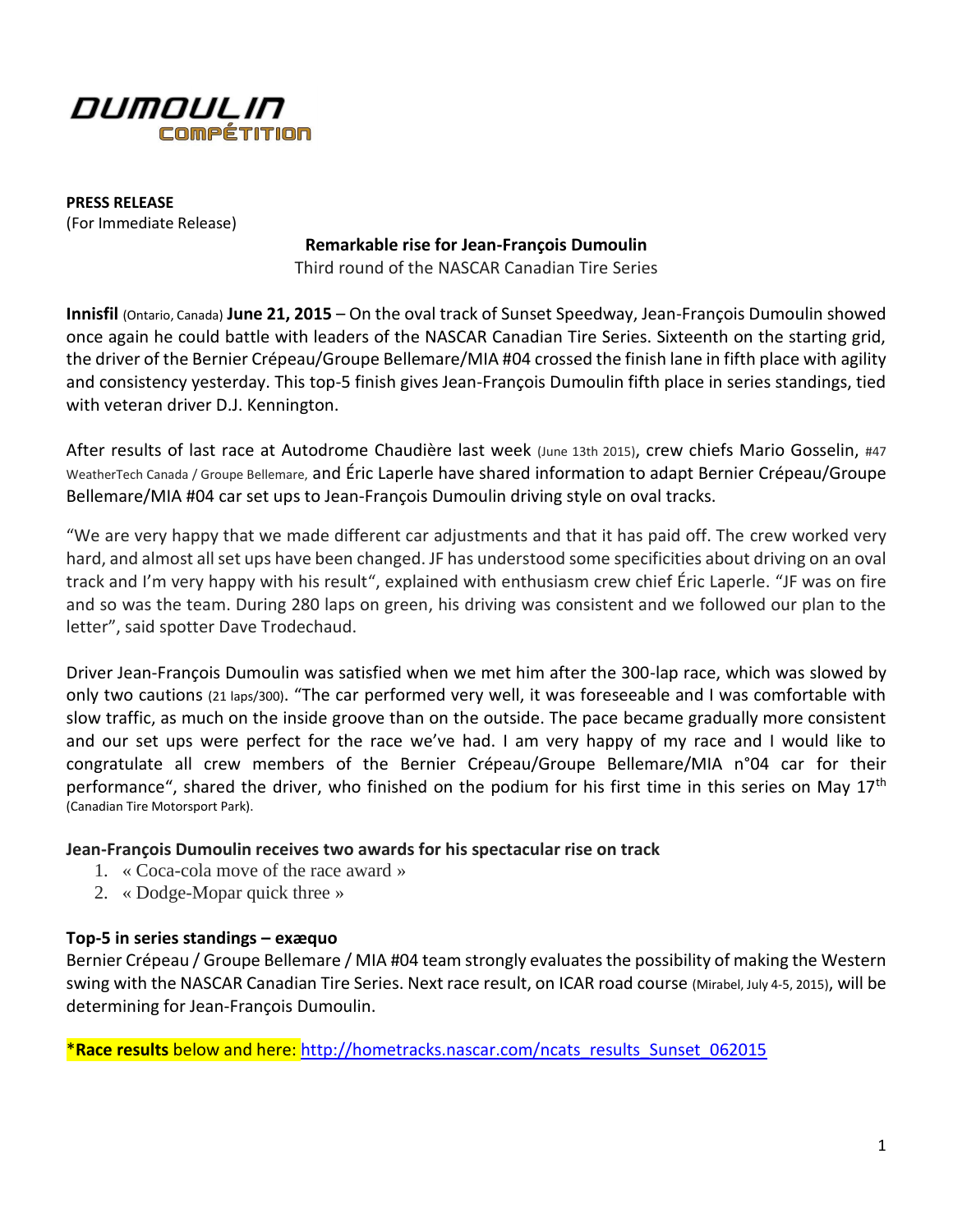DUMOULIN
COMPÉTITION

**PRESS RELEASE**
(For Immediate Release)

**Remarkable rise for Jean-François Dumoulin**
Third round of the NASCAR Canadian Tire Series

**Innisfil** (Ontario, Canada) **June 21, 2015** – On the oval track of Sunset Speedway, Jean-François Dumoulin showed once again he could battle with leaders of the NASCAR Canadian Tire Series. Sixteenth on the starting grid, the driver of the Bernier Crépeau/Groupe Bellemare/MIA #04 crossed the finish lane in fifth place with agility and consistency yesterday. This top-5 finish gives Jean-François Dumoulin fifth place in series standings, tied with veteran driver D.J. Kennington.

After results of last race at Autodrome Chaudière last week (June 13th 2015), crew chiefs Mario Gosselin, #47 WeatherTech Canada / Groupe Bellemare, and Éric Laperle have shared information to adapt Bernier Crépeau/Groupe Bellemare/MIA #04 car set ups to Jean-François Dumoulin driving style on oval tracks.

"We are very happy that we made different car adjustments and that it has paid off. The crew worked very hard, and almost all set ups have been changed. JF has understood some specificities about driving on an oval track and I'm very happy with his result", explained with enthusiasm crew chief Éric Laperle. "JF was on fire and so was the team. During 280 laps on green, his driving was consistent and we followed our plan to the letter", said spotter Dave Trodechaud.

Driver Jean-François Dumoulin was satisfied when we met him after the 300-lap race, which was slowed by only two cautions (21 laps/300). "The car performed very well, it was foreseeable and I was comfortable with slow traffic, as much on the inside groove than on the outside. The pace became gradually more consistent and our set ups were perfect for the race we've had. I am very happy of my race and I would like to congratulate all crew members of the Bernier Crépeau/Groupe Bellemare/MIA n°04 car for their performance", shared the driver, who finished on the podium for his first time in this series on May 17th (Canadian Tire Motorsport Park).

**Jean-François Dumoulin receives two awards for his spectacular rise on track**

1. « Coca-cola move of the race award »
2. « Dodge-Mopar quick three »

**Top-5 in series standings – exæquo**

Bernier Crépeau / Groupe Bellemare / MIA #04 team strongly evaluates the possibility of making the Western swing with the NASCAR Canadian Tire Series. Next race result, on ICAR road course (Mirabel, July 4-5, 2015), will be determining for Jean-François Dumoulin.

***Race results** below and here: http://hometracks.nascar.com/ncats_results_Sunset_062015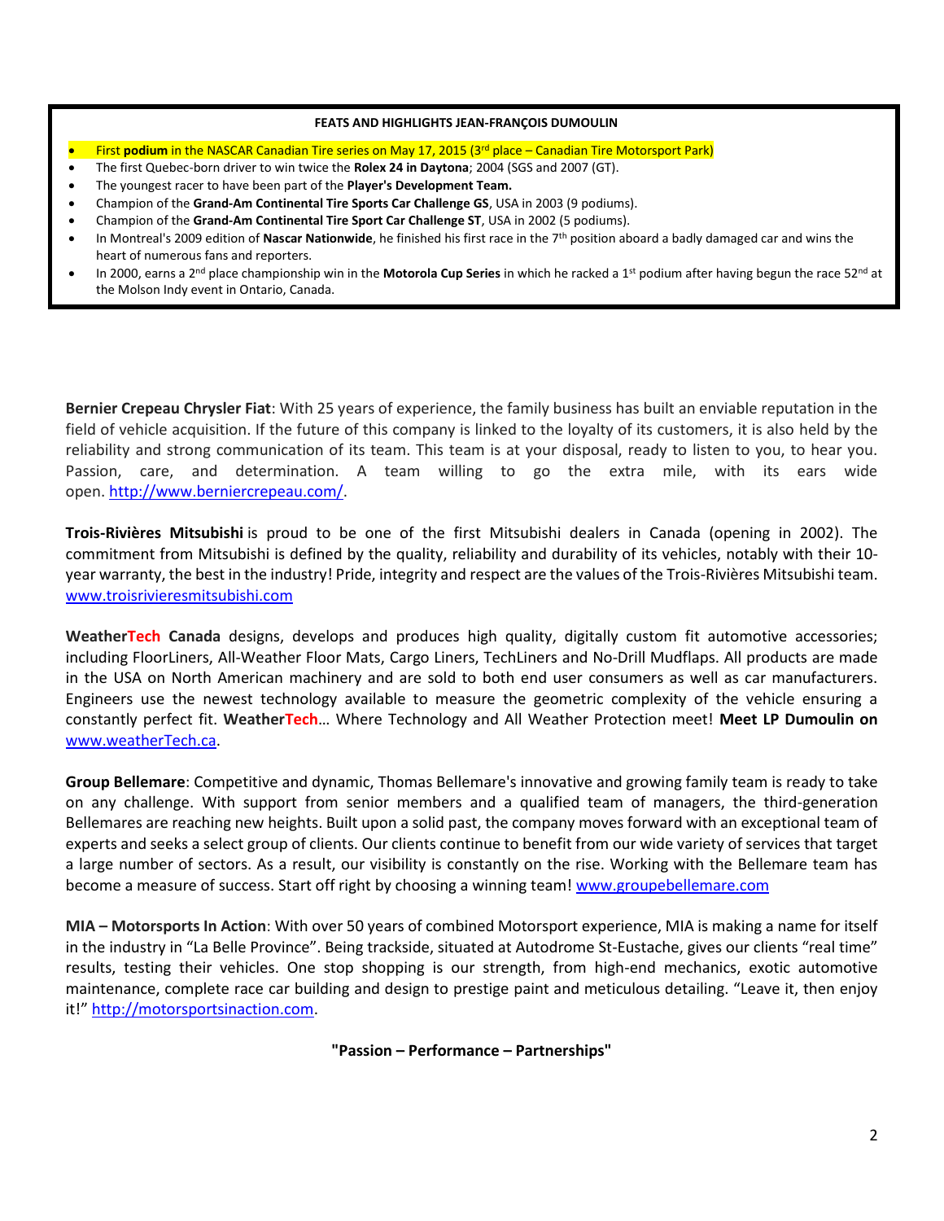**FEATS AND HIGHLIGHTS JEAN-FRANÇOIS DUMOULIN**

- First **podium** in the NASCAR Canadian Tire series on May 17, 2015 (3rd place – Canadian Tire Motorsport Park)
- The first Quebec-born driver to win twice the **Rolex 24 in Daytona**; 2004 (SGS and 2007 (GT).
- The youngest racer to have been part of the **Player's Development Team.**
- Champion of the **Grand-Am Continental Tire Sports Car Challenge GS**, USA in 2003 (9 podiums).
- Champion of the **Grand-Am Continental Tire Sport Car Challenge ST**, USA in 2002 (5 podiums).
- In Montreal's 2009 edition of **Nascar Nationwide**, he finished his first race in the 7th position aboard a badly damaged car and wins the heart of numerous fans and reporters.
- In 2000, earns a 2nd place championship win in the **Motorola Cup Series** in which he racked a 1st podium after having begun the race 52nd at the Molson Indy event in Ontario, Canada.

**Bernier Crepeau Chrysler Fiat**: With 25 years of experience, the family business has built an enviable reputation in the field of vehicle acquisition. If the future of this company is linked to the loyalty of its customers, it is also held by the reliability and strong communication of its team. This team is at your disposal, ready to listen to you, to hear you. Passion, care, and determination. A team willing to go the extra mile, with its ears wide open. http://www.berniercrepeau.com/.

**Trois-Rivières Mitsubishi** is proud to be one of the first Mitsubishi dealers in Canada (opening in 2002). The commitment from Mitsubishi is defined by the quality, reliability and durability of its vehicles, notably with their 10-year warranty, the best in the industry! Pride, integrity and respect are the values of the Trois-Rivières Mitsubishi team. www.troisrivieresmitsubishi.com

**WeatherTech Canada** designs, develops and produces high quality, digitally custom fit automotive accessories; including FloorLiners, All-Weather Floor Mats, Cargo Liners, TechLiners and No-Drill Mudflaps. All products are made in the USA on North American machinery and are sold to both end user consumers as well as car manufacturers. Engineers use the newest technology available to measure the geometric complexity of the vehicle ensuring a constantly perfect fit. **WeatherTech**… Where Technology and All Weather Protection meet! **Meet LP Dumoulin on** www.weatherTech.ca.

**Group Bellemare**: Competitive and dynamic, Thomas Bellemare's innovative and growing family team is ready to take on any challenge. With support from senior members and a qualified team of managers, the third-generation Bellemares are reaching new heights. Built upon a solid past, the company moves forward with an exceptional team of experts and seeks a select group of clients. Our clients continue to benefit from our wide variety of services that target a large number of sectors. As a result, our visibility is constantly on the rise. Working with the Bellemare team has become a measure of success. Start off right by choosing a winning team! www.groupebellemare.com

**MIA – Motorsports In Action**: With over 50 years of combined Motorsport experience, MIA is making a name for itself in the industry in "La Belle Province". Being trackside, situated at Autodrome St-Eustache, gives our clients "real time" results, testing their vehicles. One stop shopping is our strength, from high-end mechanics, exotic automotive maintenance, complete race car building and design to prestige paint and meticulous detailing. "Leave it, then enjoy it!" http://motorsportsinaction.com.

**"Passion – Performance – Partnerships"**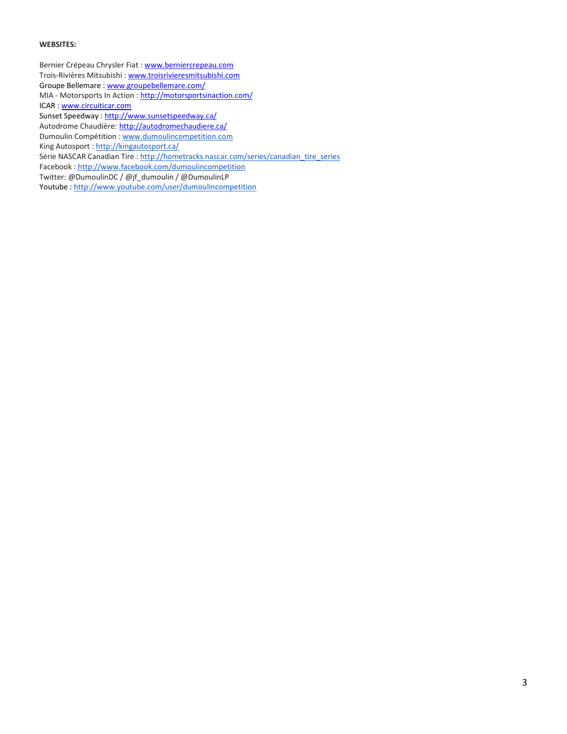**WEBSITES:**

Bernier Crépeau Chrysler Fiat : www.berniercrepeau.com
Trois-Rivières Mitsubishi : www.troisrivieresmitsubishi.com
Groupe Bellemare : www.groupebellemare.com/
MIA - Motorsports In Action : http://motorsportsinaction.com/
ICAR : www.circuiticar.com
Sunset Speedway : http://www.sunsetspeedway.ca/
Autodrome Chaudière: http://autodromechaudiere.ca/
Dumoulin Compétition : www.dumoulincompetition.com
King Autosport : http://kingautosport.ca/
Série NASCAR Canadian Tire : http://hometracks.nascar.com/series/canadian_tire_series
Facebook : http://www.facebook.com/dumoulincompetition
Twitter: @DumoulinDC / @jf_dumoulin / @DumoulinLP
Youtube : http://www.youtube.com/user/dumoulincompetition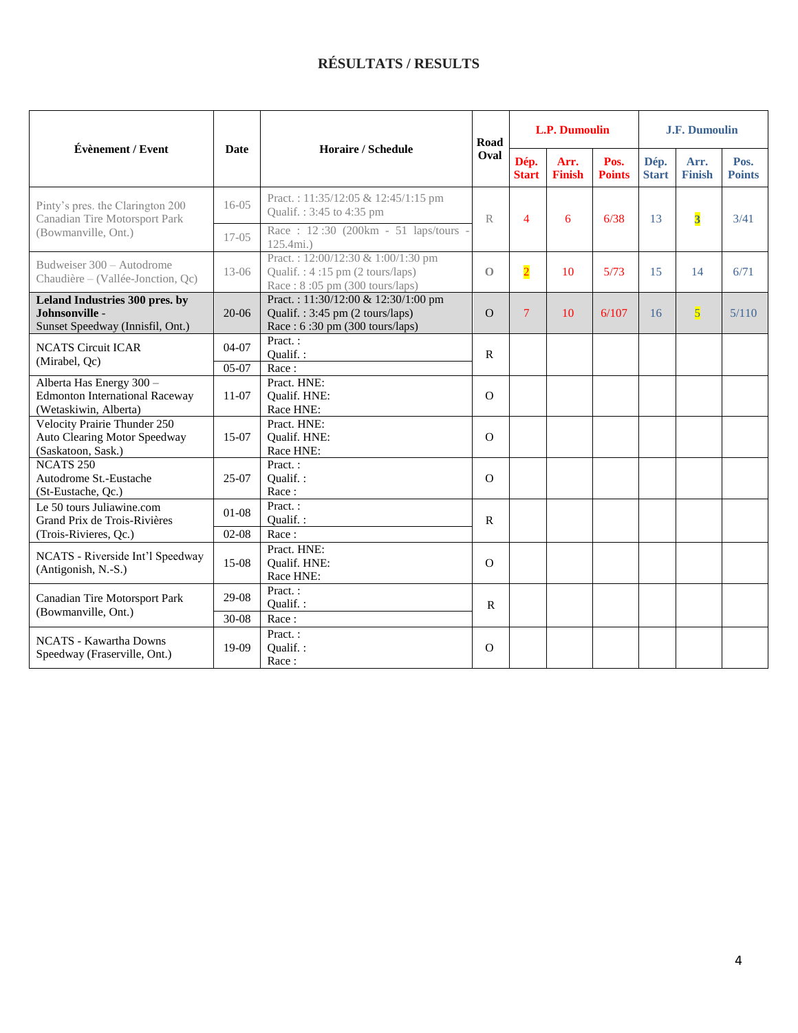# RÉSULTATS / RESULTS

| Évènement / Event | Date | Horaire / Schedule | Road Oval | L.P. Dumoulin | | | J.F. Dumoulin | | |
|---|---|---|---|---|---|---|---|---|---|
| | | | | Dép. Start | Arr. Finish | Pos. Points | Dép. Start | Arr. Finish | Pos. Points |
| Pinty's pres. the Clarington 200 Canadian Tire Motorsport Park (Bowmanville, Ont.) | 16-05<br>17-05 | Pract. : 11:35/12:05 & 12:45/1:15 pm<br>Qualif. : 3:45 to 4:35 pm<br>Race : 12 :30 (200km - 51 laps/tours - 125.4mi.) | R | 4 | 6 | 6/38 | 13 | **3** | 3/41 |
| Budweiser 300 – Autodrome Chaudière – (Vallée-Jonction, Qc) | 13-06 | Pract. : 12:00/12:30 & 1:00/1:30 pm<br>Qualif. : 4 :15 pm (2 tours/laps)<br>Race : 8 :05 pm (300 tours/laps) | O | 2 | 10 | 5/73 | 15 | 14 | 6/71 |
| **Leland Industries 300 pres. by Johnsonville -** Sunset Speedway (Innisfil, Ont.) | 20-06 | Pract. : 11:30/12:00 & 12:30/1:00 pm<br>Qualif. : 3:45 pm (2 tours/laps)<br>Race : 6 :30 pm (300 tours/laps) | O | 7 | 10 | 6/107 | 16 | 5 | 5/110 |
| NCATS Circuit ICAR (Mirabel, Qc) | 04-07<br>05-07 | Pract. :<br>Qualif. :<br>Race : | R | | | | | | |
| Alberta Has Energy 300 – Edmonton International Raceway (Wetaskiwin, Alberta) | 11-07 | Pract. HNE:<br>Qualif. HNE:<br>Race HNE: | O | | | | | | |
| Velocity Prairie Thunder 250 Auto Clearing Motor Speedway (Saskatoon, Sask.) | 15-07 | Pract. HNE:<br>Qualif. HNE:<br>Race HNE: | O | | | | | | |
| NCATS 250 Autodrome St.-Eustache (St-Eustache, Qc.) | 25-07 | Pract. :<br>Qualif. :<br>Race : | O | | | | | | |
| Le 50 tours Juliawine.com Grand Prix de Trois-Rivières (Trois-Rivieres, Qc.) | 01-08<br>02-08 | Pract. :<br>Qualif. :<br>Race : | R | | | | | | |
| NCATS - Riverside Int'l Speedway (Antigonish, N.-S.) | 15-08 | Pract. HNE:<br>Qualif. HNE:<br>Race HNE: | O | | | | | | |
| Canadian Tire Motorsport Park (Bowmanville, Ont.) | 29-08<br>30-08 | Pract. :<br>Qualif. :<br>Race : | R | | | | | | |
| NCATS - Kawartha Downs Speedway (Fraserville, Ont.) | 19-09 | Pract. :<br>Qualif. :<br>Race : | O | | | | | | |